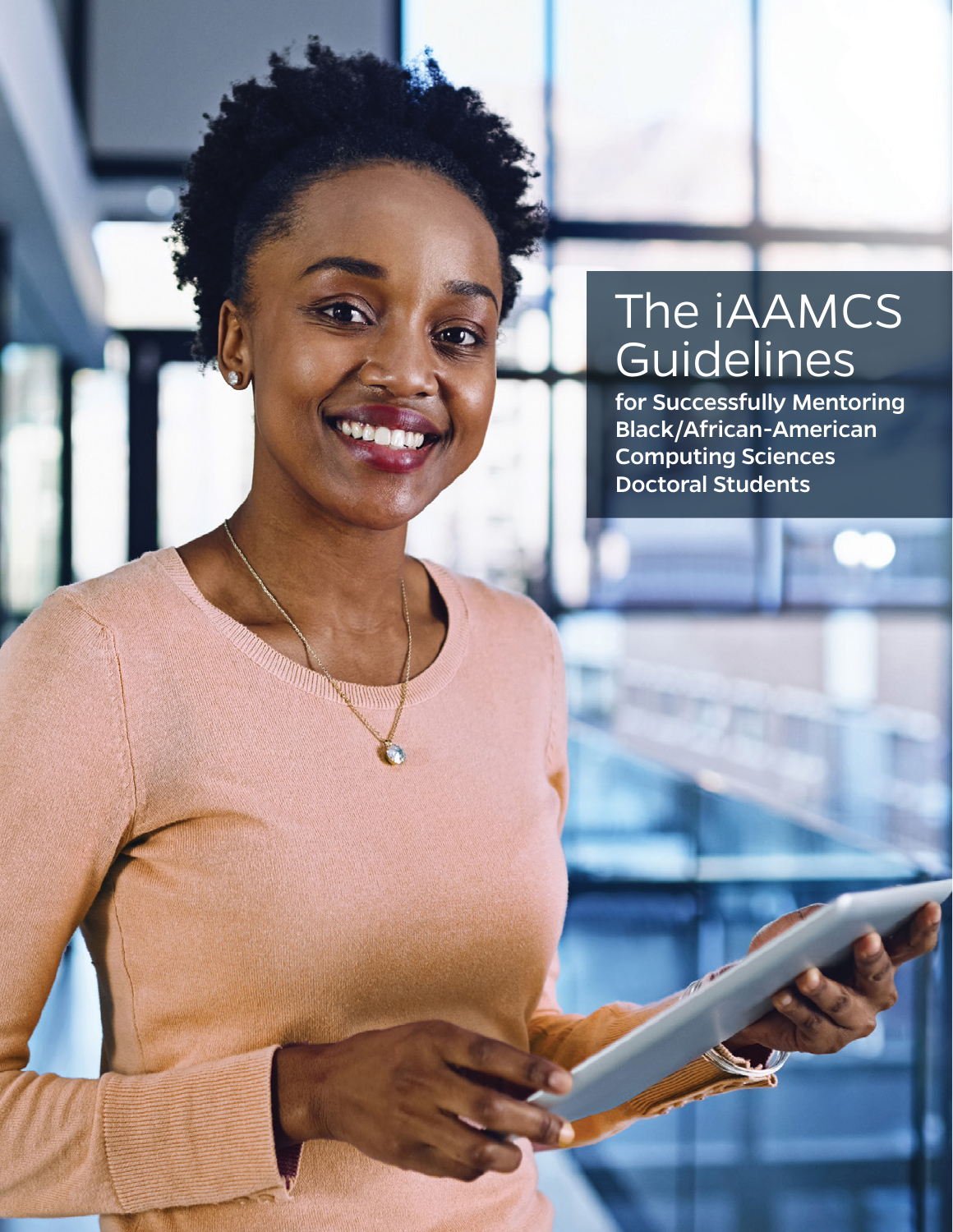# The iAAMCS Guidelines

**for Successfully Mentoring Black/African-American Computing Sciences Doctoral Students**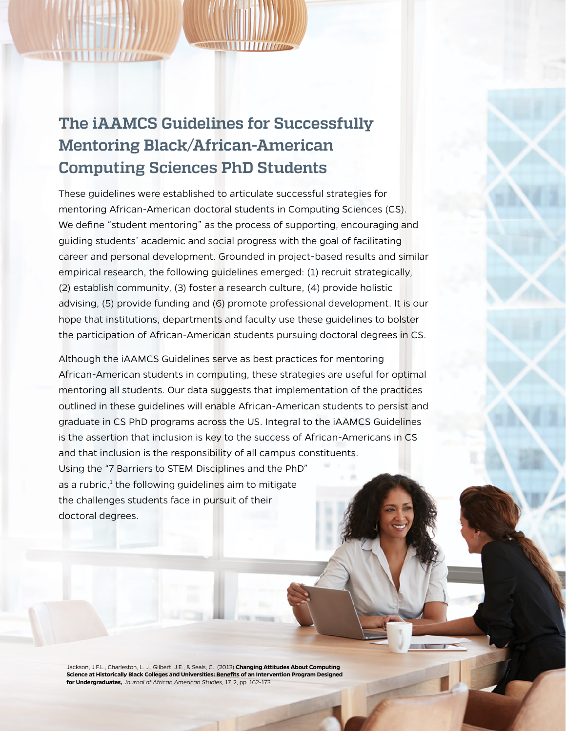# The iAAMCS Guidelines for Successfully Mentoring Black/African-American Computing Sciences PhD Students

These guidelines were established to articulate successful strategies for mentoring African-American doctoral students in Computing Sciences (CS). We define "student mentoring" as the process of supporting, encouraging and guiding students' academic and social progress with the goal of facilitating career and personal development. Grounded in project-based results and similar empirical research, the following guidelines emerged: (1) recruit strategically, (2) establish community, (3) foster a research culture, (4) provide holistic advising, (5) provide funding and (6) promote professional development. It is our hope that institutions, departments and faculty use these guidelines to bolster the participation of African-American students pursuing doctoral degrees in CS.

Although the iAAMCS Guidelines serve as best practices for mentoring African-American students in computing, these strategies are useful for optimal mentoring all students. Our data suggests that implementation of the practices outlined in these guidelines will enable African-American students to persist and graduate in CS PhD programs across the US. Integral to the iAAMCS Guidelines is the assertion that inclusion is key to the success of African-Americans in CS and that inclusion is the responsibility of all campus constituents. Using the "7 Barriers to STEM Disciplines and the PhD" as a rubric,[1] the following guidelines aim to mitigate the challenges students face in pursuit of their doctoral degrees.

Jackson, J.F.L., Charleston, L. J., Gilbert, J.E., & Seals, C., (2013) **Changing Attitudes About Computing Science at Historically Black Colleges and Universities: Benefits of an Intervention Program Designed for Undergraduates,** *Journal of African American Studies*, 17, 2, pp. 162-173.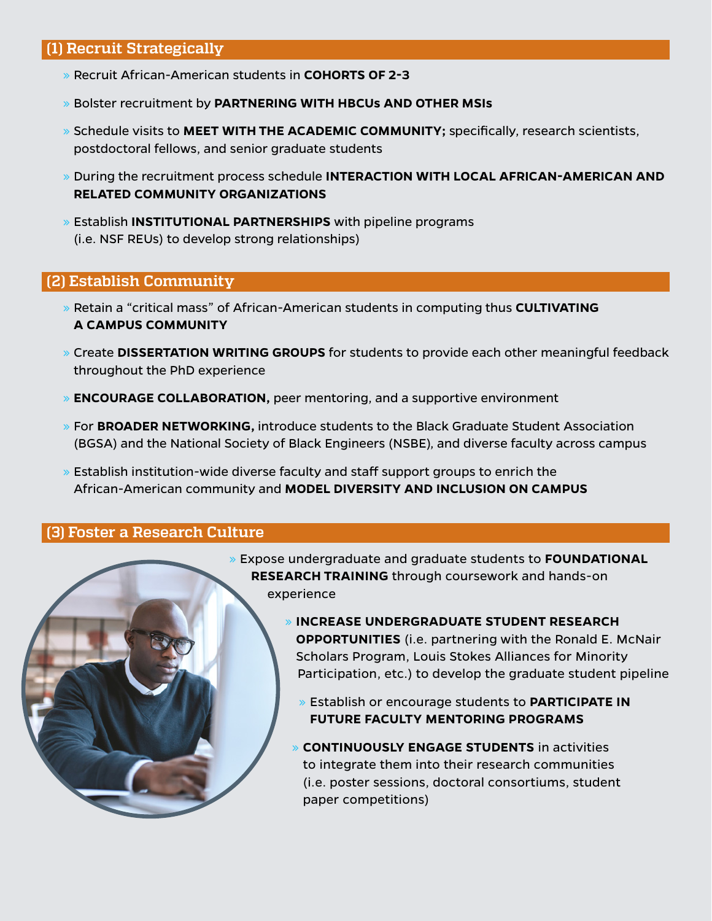## (1) Recruit Strategically

- Recruit African-American students in **COHORTS OF 2-3**
- Bolster recruitment by **PARTNERING WITH HBCUs AND OTHER MSIs**
- Schedule visits to **MEET WITH THE ACADEMIC COMMUNITY;** specifically, research scientists, postdoctoral fellows, and senior graduate students
- During the recruitment process schedule **INTERACTION WITH LOCAL AFRICAN-AMERICAN AND RELATED COMMUNITY ORGANIZATIONS**
- Establish **INSTITUTIONAL PARTNERSHIPS** with pipeline programs (i.e. NSF REUs) to develop strong relationships)

## (2) Establish Community

- Retain a "critical mass" of African-American students in computing thus **CULTIVATING A CAMPUS COMMUNITY**
- Create **DISSERTATION WRITING GROUPS** for students to provide each other meaningful feedback throughout the PhD experience
- **ENCOURAGE COLLABORATION,** peer mentoring, and a supportive environment
- For **BROADER NETWORKING,** introduce students to the Black Graduate Student Association (BGSA) and the National Society of Black Engineers (NSBE), and diverse faculty across campus
- Establish institution-wide diverse faculty and staff support groups to enrich the African-American community and **MODEL DIVERSITY AND INCLUSION ON CAMPUS**

## (3) Foster a Research Culture

- Expose undergraduate and graduate students to **FOUNDATIONAL RESEARCH TRAINING** through coursework and hands-on experience
- **INCREASE UNDERGRADUATE STUDENT RESEARCH OPPORTUNITIES** (i.e. partnering with the Ronald E. McNair Scholars Program, Louis Stokes Alliances for Minority Participation, etc.) to develop the graduate student pipeline
- Establish or encourage students to **PARTICIPATE IN FUTURE FACULTY MENTORING PROGRAMS**
- **CONTINUOUSLY ENGAGE STUDENTS** in activities to integrate them into their research communities (i.e. poster sessions, doctoral consortiums, student paper competitions)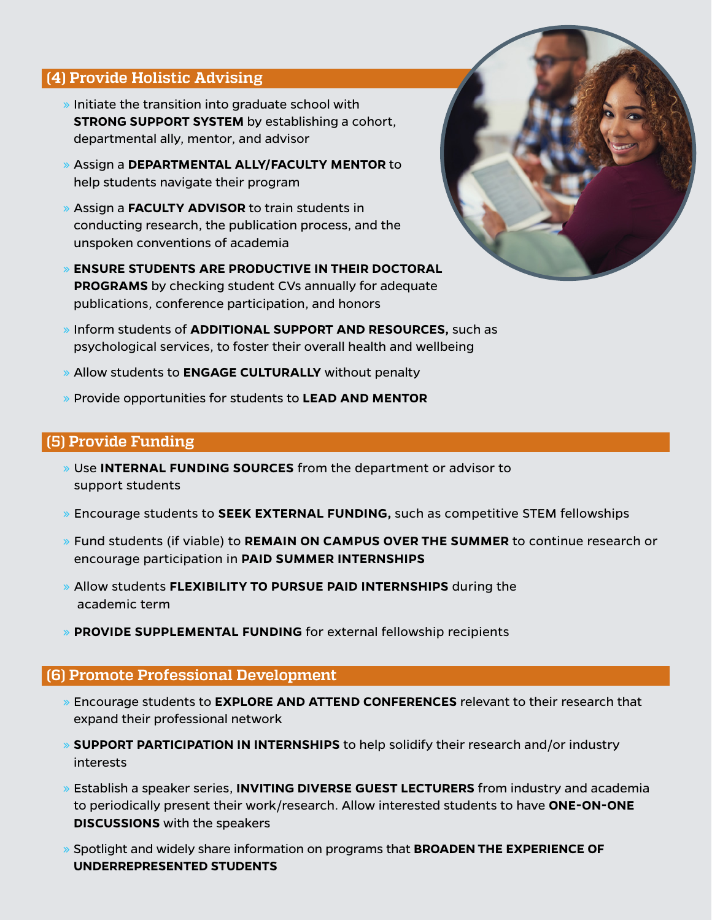## (4) Provide Holistic Advising

- Initiate the transition into graduate school with **STRONG SUPPORT SYSTEM** by establishing a cohort, departmental ally, mentor, and advisor
- Assign a **DEPARTMENTAL ALLY/FACULTY MENTOR** to help students navigate their program
- Assign a **FACULTY ADVISOR** to train students in conducting research, the publication process, and the unspoken conventions of academia
- **ENSURE STUDENTS ARE PRODUCTIVE IN THEIR DOCTORAL PROGRAMS** by checking student CVs annually for adequate publications, conference participation, and honors
- Inform students of **ADDITIONAL SUPPORT AND RESOURCES,** such as psychological services, to foster their overall health and wellbeing
- Allow students to **ENGAGE CULTURALLY** without penalty
- Provide opportunities for students to **LEAD AND MENTOR**

## (5) Provide Funding

- Use **INTERNAL FUNDING SOURCES** from the department or advisor to support students
- Encourage students to **SEEK EXTERNAL FUNDING,** such as competitive STEM fellowships
- Fund students (if viable) to **REMAIN ON CAMPUS OVER THE SUMMER** to continue research or encourage participation in **PAID SUMMER INTERNSHIPS**
- Allow students **FLEXIBILITY TO PURSUE PAID INTERNSHIPS** during the academic term
- **PROVIDE SUPPLEMENTAL FUNDING** for external fellowship recipients

## (6) Promote Professional Development

- Encourage students to **EXPLORE AND ATTEND CONFERENCES** relevant to their research that expand their professional network
- **SUPPORT PARTICIPATION IN INTERNSHIPS** to help solidify their research and/or industry interests
- Establish a speaker series, **INVITING DIVERSE GUEST LECTURERS** from industry and academia to periodically present their work/research. Allow interested students to have **ONE-ON-ONE DISCUSSIONS** with the speakers
- Spotlight and widely share information on programs that **BROADEN THE EXPERIENCE OF UNDERREPRESENTED STUDENTS**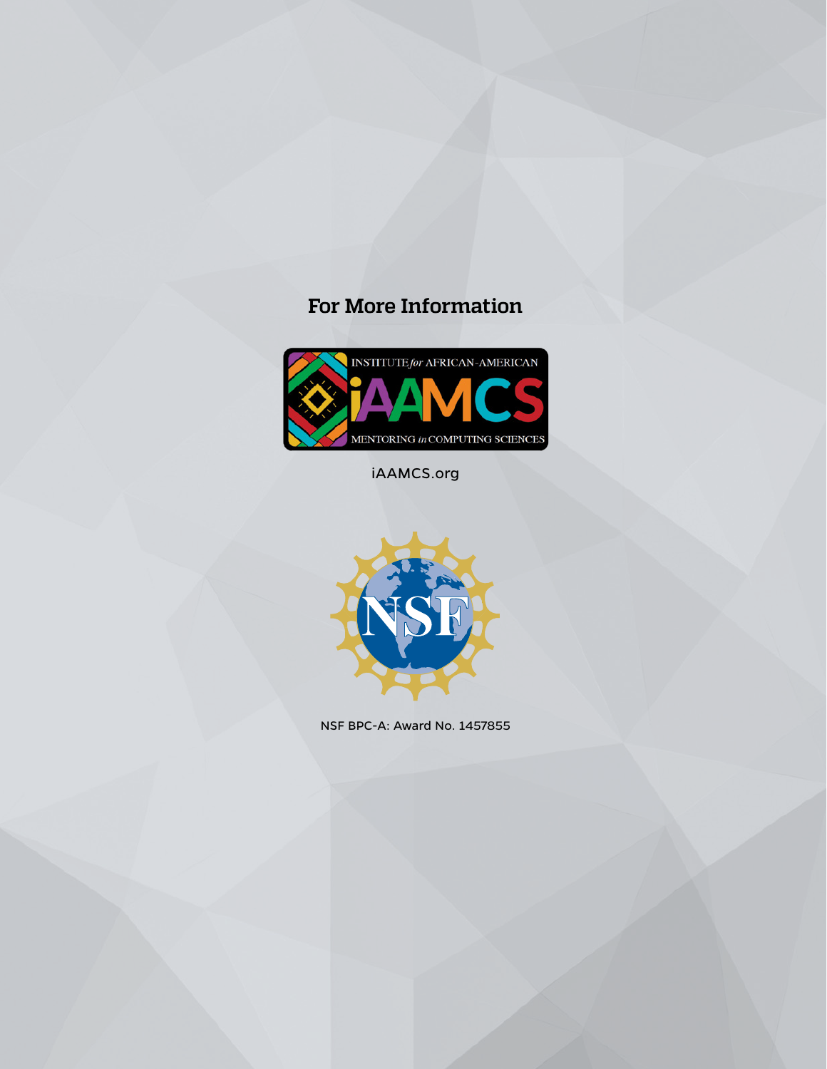## For More Information

INSTITUTE *for* AFRICAN-AMERICAN

iAAMCS

MENTORING *in* COMPUTING SCIENCES

iAAMCS.org

NSF

NSF BPC-A: Award No. 1457855